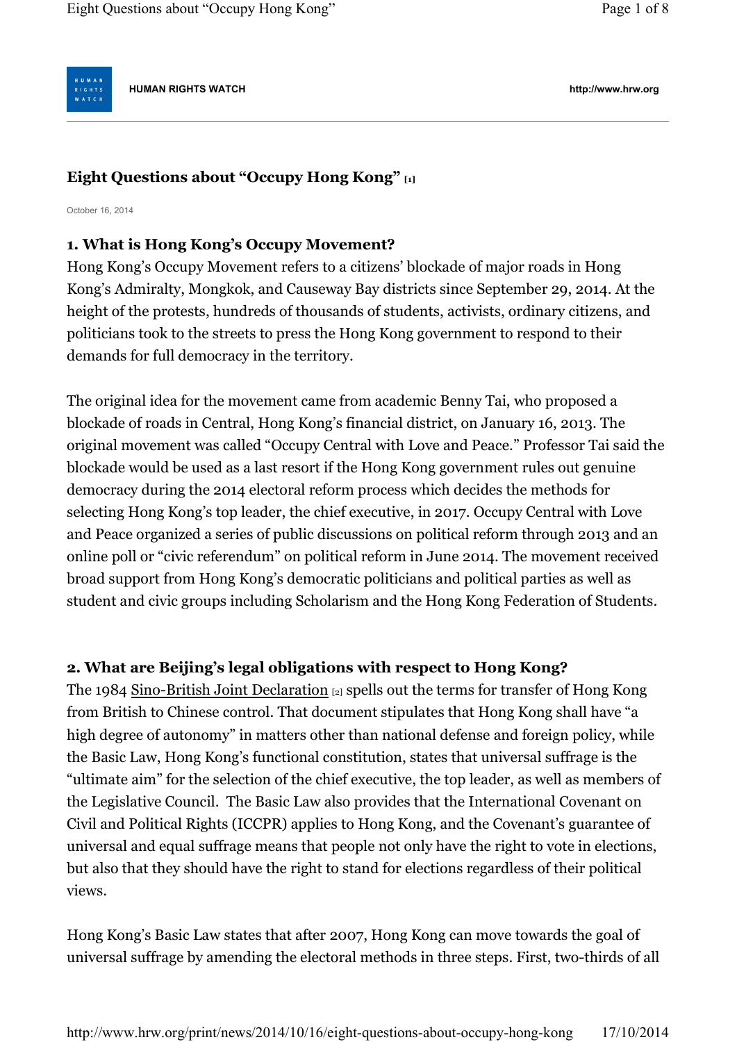HUMAN RIGHTS WATCH

http://www.hrw.org

# Eight Questions about "Occupy Hong Kong" [1]

October 16, 2014

## 1. What is Hong Kong's Occupy Movement?

Hong Kong's Occupy Movement refers to a citizens' blockade of major roads in Hong Kong's Admiralty, Mongkok, and Causeway Bay districts since September 29, 2014. At the height of the protests, hundreds of thousands of students, activists, ordinary citizens, and politicians took to the streets to press the Hong Kong government to respond to their demands for full democracy in the territory.

The original idea for the movement came from academic Benny Tai, who proposed a blockade of roads in Central, Hong Kong's financial district, on January 16, 2013. The original movement was called "Occupy Central with Love and Peace." Professor Tai said the blockade would be used as a last resort if the Hong Kong government rules out genuine democracy during the 2014 electoral reform process which decides the methods for selecting Hong Kong's top leader, the chief executive, in 2017. Occupy Central with Love and Peace organized a series of public discussions on political reform through 2013 and an online poll or "civic referendum" on political reform in June 2014. The movement received broad support from Hong Kong's democratic politicians and political parties as well as student and civic groups including Scholarism and the Hong Kong Federation of Students.

## 2. What are Beijing's legal obligations with respect to Hong Kong?

The 1984 Sino-British Joint Declaration [2] spells out the terms for transfer of Hong Kong from British to Chinese control. That document stipulates that Hong Kong shall have "a high degree of autonomy" in matters other than national defense and foreign policy, while the Basic Law, Hong Kong's functional constitution, states that universal suffrage is the "ultimate aim" for the selection of the chief executive, the top leader, as well as members of the Legislative Council. The Basic Law also provides that the International Covenant on Civil and Political Rights (ICCPR) applies to Hong Kong, and the Covenant's guarantee of universal and equal suffrage means that people not only have the right to vote in elections, but also that they should have the right to stand for elections regardless of their political views.

Hong Kong's Basic Law states that after 2007, Hong Kong can move towards the goal of universal suffrage by amending the electoral methods in three steps. First, two-thirds of all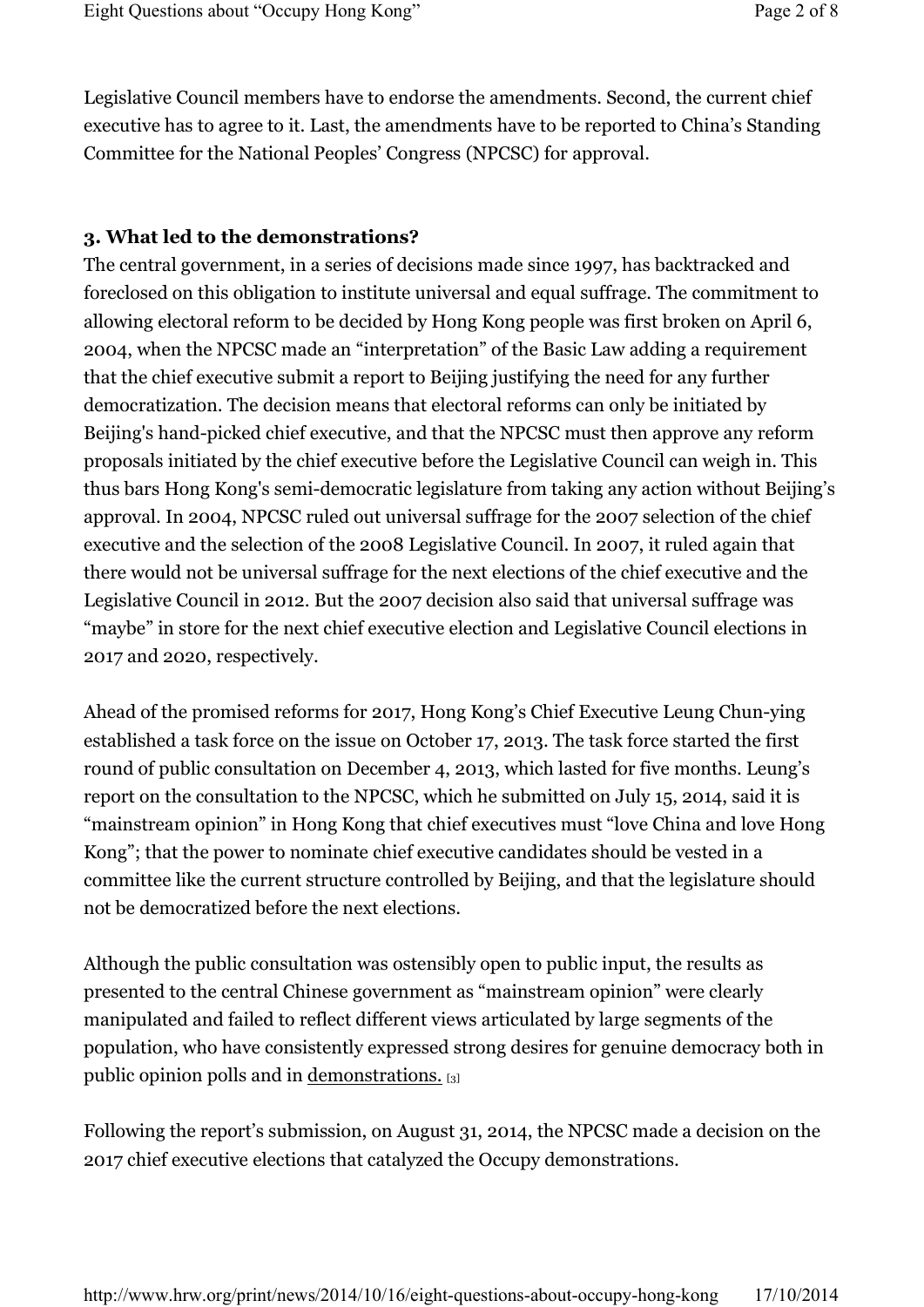Legislative Council members have to endorse the amendments. Second, the current chief executive has to agree to it. Last, the amendments have to be reported to China's Standing Committee for the National Peoples' Congress (NPCSC) for approval.

### 3. What led to the demonstrations?

The central government, in a series of decisions made since 1997, has backtracked and foreclosed on this obligation to institute universal and equal suffrage. The commitment to allowing electoral reform to be decided by Hong Kong people was first broken on April 6, 2004, when the NPCSC made an "interpretation" of the Basic Law adding a requirement that the chief executive submit a report to Beijing justifying the need for any further democratization. The decision means that electoral reforms can only be initiated by Beijing's hand-picked chief executive, and that the NPCSC must then approve any reform proposals initiated by the chief executive before the Legislative Council can weigh in. This thus bars Hong Kong's semi-democratic legislature from taking any action without Beijing's approval. In 2004, NPCSC ruled out universal suffrage for the 2007 selection of the chief executive and the selection of the 2008 Legislative Council. In 2007, it ruled again that there would not be universal suffrage for the next elections of the chief executive and the Legislative Council in 2012. But the 2007 decision also said that universal suffrage was "maybe" in store for the next chief executive election and Legislative Council elections in 2017 and 2020, respectively.

Ahead of the promised reforms for 2017, Hong Kong's Chief Executive Leung Chun-ying established a task force on the issue on October 17, 2013. The task force started the first round of public consultation on December 4, 2013, which lasted for five months. Leung's report on the consultation to the NPCSC, which he submitted on July 15, 2014, said it is "mainstream opinion" in Hong Kong that chief executives must "love China and love Hong Kong"; that the power to nominate chief executive candidates should be vested in a committee like the current structure controlled by Beijing, and that the legislature should not be democratized before the next elections.

Although the public consultation was ostensibly open to public input, the results as presented to the central Chinese government as "mainstream opinion" were clearly manipulated and failed to reflect different views articulated by large segments of the population, who have consistently expressed strong desires for genuine democracy both in public opinion polls and in demonstrations. [3]

Following the report's submission, on August 31, 2014, the NPCSC made a decision on the 2017 chief executive elections that catalyzed the Occupy demonstrations.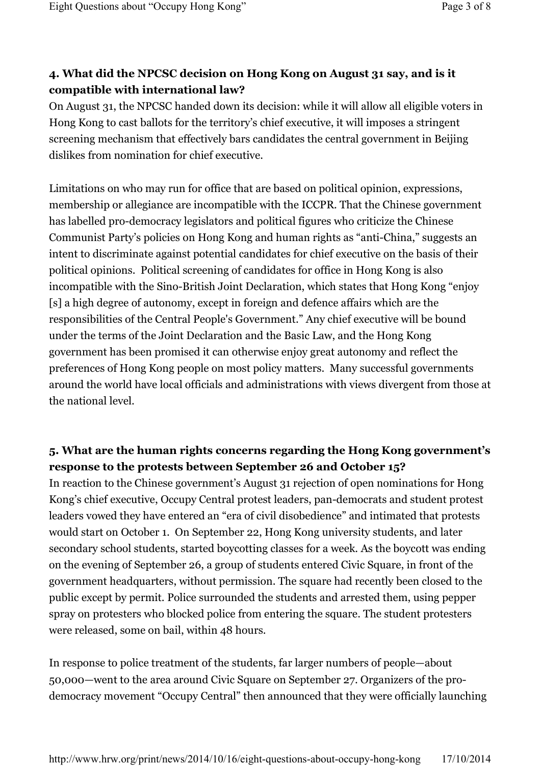### 4. What did the NPCSC decision on Hong Kong on August 31 say, and is it compatible with international law?

On August 31, the NPCSC handed down its decision: while it will allow all eligible voters in Hong Kong to cast ballots for the territory's chief executive, it will imposes a stringent screening mechanism that effectively bars candidates the central government in Beijing dislikes from nomination for chief executive.

Limitations on who may run for office that are based on political opinion, expressions, membership or allegiance are incompatible with the ICCPR. That the Chinese government has labelled pro-democracy legislators and political figures who criticize the Chinese Communist Party's policies on Hong Kong and human rights as "anti-China," suggests an intent to discriminate against potential candidates for chief executive on the basis of their political opinions. Political screening of candidates for office in Hong Kong is also incompatible with the Sino-British Joint Declaration, which states that Hong Kong "enjoy [s] a high degree of autonomy, except in foreign and defence affairs which are the responsibilities of the Central People's Government." Any chief executive will be bound under the terms of the Joint Declaration and the Basic Law, and the Hong Kong government has been promised it can otherwise enjoy great autonomy and reflect the preferences of Hong Kong people on most policy matters. Many successful governments around the world have local officials and administrations with views divergent from those at the national level.

### 5. What are the human rights concerns regarding the Hong Kong government's response to the protests between September 26 and October 15?

In reaction to the Chinese government's August 31 rejection of open nominations for Hong Kong's chief executive, Occupy Central protest leaders, pan-democrats and student protest leaders vowed they have entered an "era of civil disobedience" and intimated that protests would start on October 1. On September 22, Hong Kong university students, and later secondary school students, started boycotting classes for a week. As the boycott was ending on the evening of September 26, a group of students entered Civic Square, in front of the government headquarters, without permission. The square had recently been closed to the public except by permit. Police surrounded the students and arrested them, using pepper spray on protesters who blocked police from entering the square. The student protesters were released, some on bail, within 48 hours.

In response to police treatment of the students, far larger numbers of people—about 50,000—went to the area around Civic Square on September 27. Organizers of the pro-democracy movement "Occupy Central" then announced that they were officially launching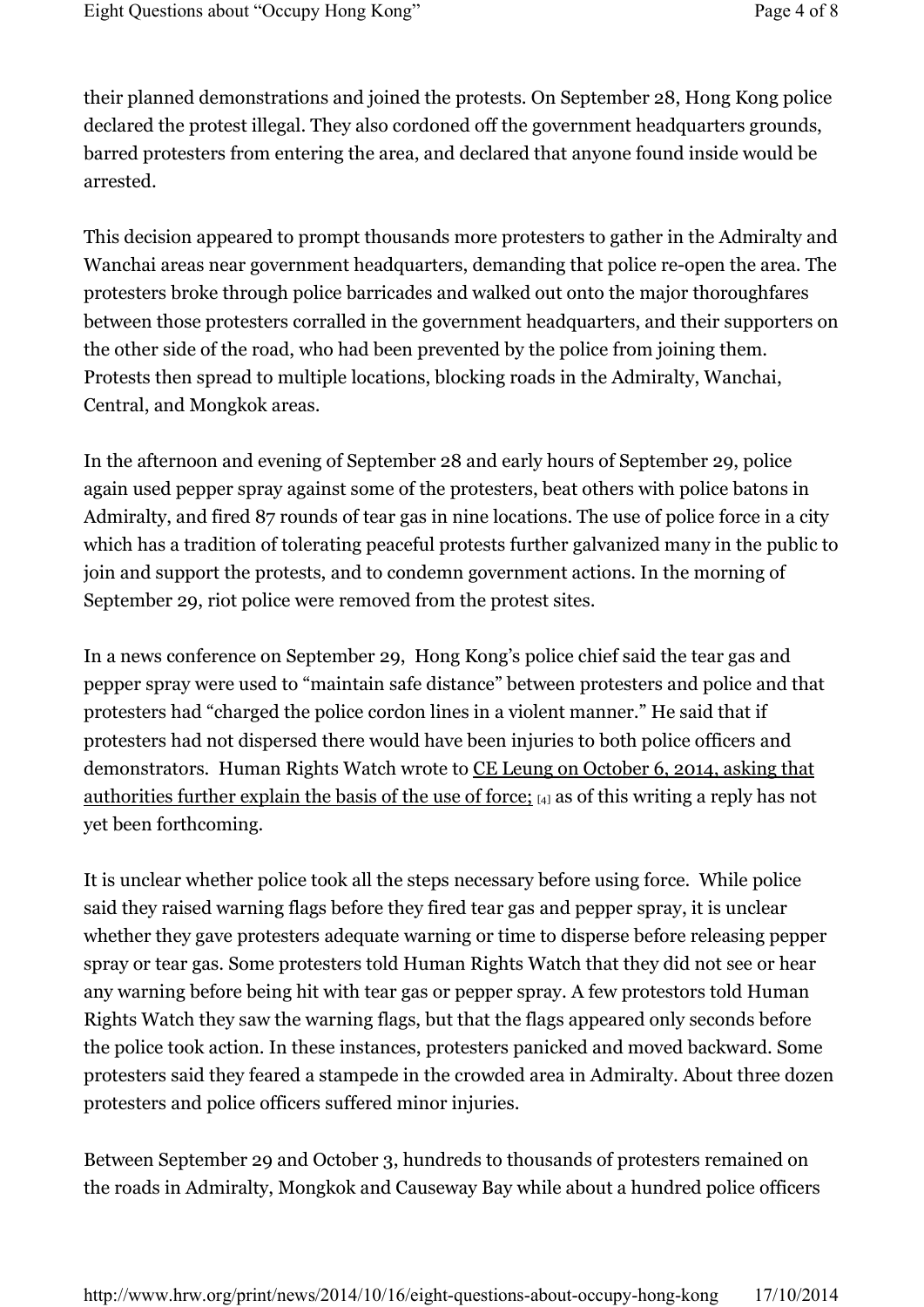their planned demonstrations and joined the protests. On September 28, Hong Kong police declared the protest illegal. They also cordoned off the government headquarters grounds, barred protesters from entering the area, and declared that anyone found inside would be arrested.

This decision appeared to prompt thousands more protesters to gather in the Admiralty and Wanchai areas near government headquarters, demanding that police re-open the area. The protesters broke through police barricades and walked out onto the major thoroughfares between those protesters corralled in the government headquarters, and their supporters on the other side of the road, who had been prevented by the police from joining them. Protests then spread to multiple locations, blocking roads in the Admiralty, Wanchai, Central, and Mongkok areas.

In the afternoon and evening of September 28 and early hours of September 29, police again used pepper spray against some of the protesters, beat others with police batons in Admiralty, and fired 87 rounds of tear gas in nine locations. The use of police force in a city which has a tradition of tolerating peaceful protests further galvanized many in the public to join and support the protests, and to condemn government actions. In the morning of September 29, riot police were removed from the protest sites.

In a news conference on September 29, Hong Kong's police chief said the tear gas and pepper spray were used to "maintain safe distance" between protesters and police and that protesters had "charged the police cordon lines in a violent manner." He said that if protesters had not dispersed there would have been injuries to both police officers and demonstrators. Human Rights Watch wrote to CE Leung on October 6, 2014, asking that authorities further explain the basis of the use of force; [4] as of this writing a reply has not yet been forthcoming.

It is unclear whether police took all the steps necessary before using force. While police said they raised warning flags before they fired tear gas and pepper spray, it is unclear whether they gave protesters adequate warning or time to disperse before releasing pepper spray or tear gas. Some protesters told Human Rights Watch that they did not see or hear any warning before being hit with tear gas or pepper spray. A few protestors told Human Rights Watch they saw the warning flags, but that the flags appeared only seconds before the police took action. In these instances, protesters panicked and moved backward. Some protesters said they feared a stampede in the crowded area in Admiralty. About three dozen protesters and police officers suffered minor injuries.

Between September 29 and October 3, hundreds to thousands of protesters remained on the roads in Admiralty, Mongkok and Causeway Bay while about a hundred police officers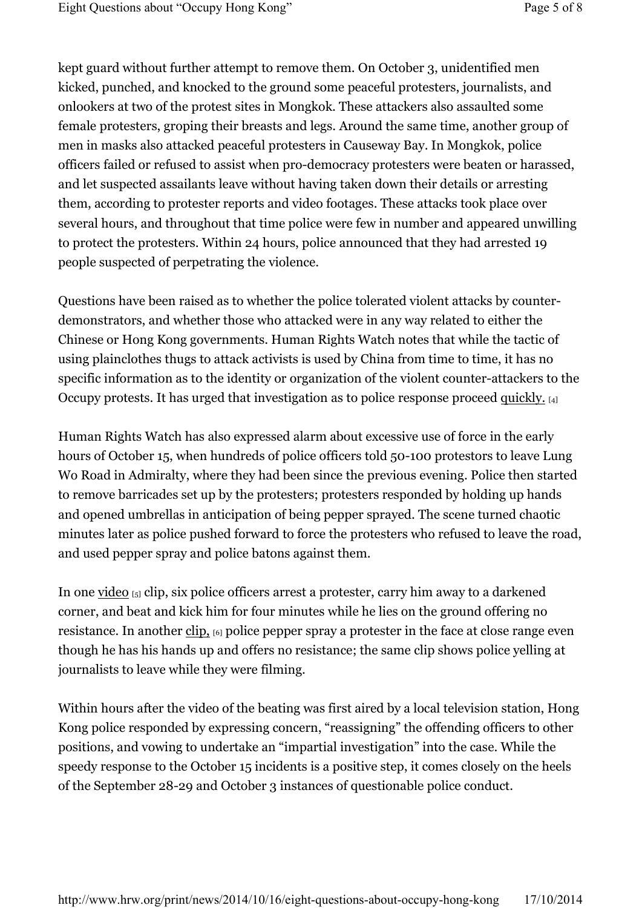kept guard without further attempt to remove them. On October 3, unidentified men kicked, punched, and knocked to the ground some peaceful protesters, journalists, and onlookers at two of the protest sites in Mongkok. These attackers also assaulted some female protesters, groping their breasts and legs. Around the same time, another group of men in masks also attacked peaceful protesters in Causeway Bay. In Mongkok, police officers failed or refused to assist when pro-democracy protesters were beaten or harassed, and let suspected assailants leave without having taken down their details or arresting them, according to protester reports and video footages. These attacks took place over several hours, and throughout that time police were few in number and appeared unwilling to protect the protesters. Within 24 hours, police announced that they had arrested 19 people suspected of perpetrating the violence.

Questions have been raised as to whether the police tolerated violent attacks by counter-demonstrators, and whether those who attacked were in any way related to either the Chinese or Hong Kong governments. Human Rights Watch notes that while the tactic of using plainclothes thugs to attack activists is used by China from time to time, it has no specific information as to the identity or organization of the violent counter-attackers to the Occupy protests. It has urged that investigation as to police response proceed quickly. [4]

Human Rights Watch has also expressed alarm about excessive use of force in the early hours of October 15, when hundreds of police officers told 50-100 protestors to leave Lung Wo Road in Admiralty, where they had been since the previous evening. Police then started to remove barricades set up by the protesters; protesters responded by holding up hands and opened umbrellas in anticipation of being pepper sprayed. The scene turned chaotic minutes later as police pushed forward to force the protesters who refused to leave the road, and used pepper spray and police batons against them.

In one video [5] clip, six police officers arrest a protester, carry him away to a darkened corner, and beat and kick him for four minutes while he lies on the ground offering no resistance. In another clip, [6] police pepper spray a protester in the face at close range even though he has his hands up and offers no resistance; the same clip shows police yelling at journalists to leave while they were filming.

Within hours after the video of the beating was first aired by a local television station, Hong Kong police responded by expressing concern, "reassigning" the offending officers to other positions, and vowing to undertake an "impartial investigation" into the case. While the speedy response to the October 15 incidents is a positive step, it comes closely on the heels of the September 28-29 and October 3 instances of questionable police conduct.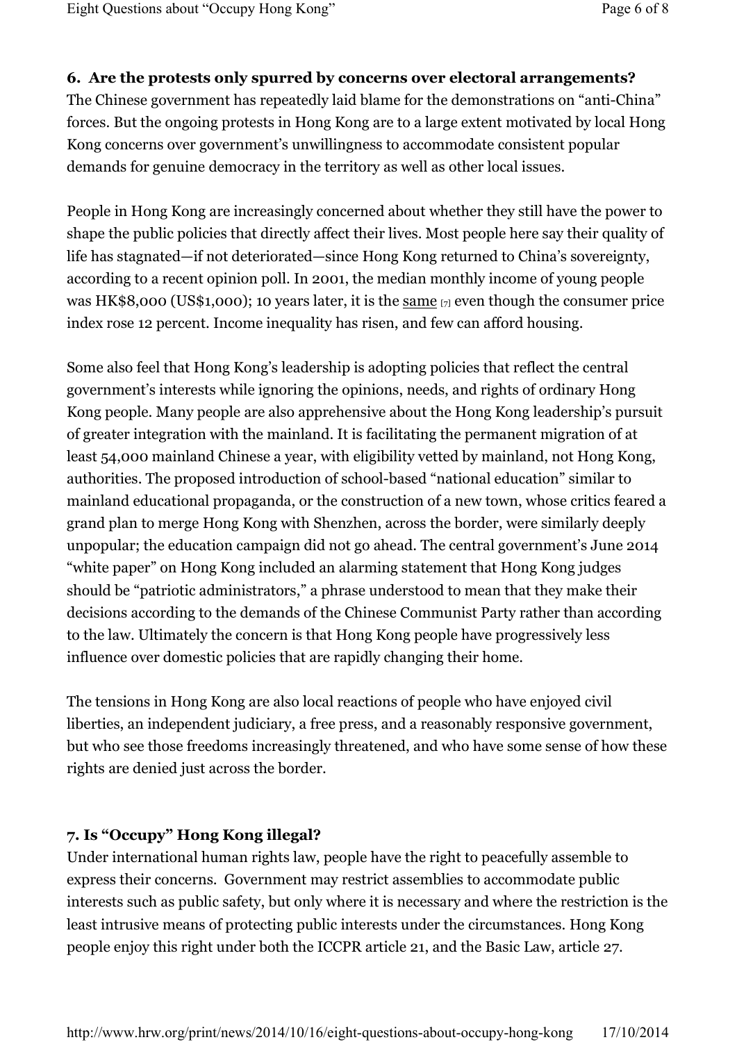**6. Are the protests only spurred by concerns over electoral arrangements?**
The Chinese government has repeatedly laid blame for the demonstrations on "anti-China" forces. But the ongoing protests in Hong Kong are to a large extent motivated by local Hong Kong concerns over government's unwillingness to accommodate consistent popular demands for genuine democracy in the territory as well as other local issues.

People in Hong Kong are increasingly concerned about whether they still have the power to shape the public policies that directly affect their lives. Most people here say their quality of life has stagnated—if not deteriorated—since Hong Kong returned to China's sovereignty, according to a recent opinion poll. In 2001, the median monthly income of young people was HK$8,000 (US$1,000); 10 years later, it is the same [7] even though the consumer price index rose 12 percent. Income inequality has risen, and few can afford housing.

Some also feel that Hong Kong's leadership is adopting policies that reflect the central government's interests while ignoring the opinions, needs, and rights of ordinary Hong Kong people. Many people are also apprehensive about the Hong Kong leadership's pursuit of greater integration with the mainland. It is facilitating the permanent migration of at least 54,000 mainland Chinese a year, with eligibility vetted by mainland, not Hong Kong, authorities. The proposed introduction of school-based "national education" similar to mainland educational propaganda, or the construction of a new town, whose critics feared a grand plan to merge Hong Kong with Shenzhen, across the border, were similarly deeply unpopular; the education campaign did not go ahead. The central government's June 2014 "white paper" on Hong Kong included an alarming statement that Hong Kong judges should be "patriotic administrators," a phrase understood to mean that they make their decisions according to the demands of the Chinese Communist Party rather than according to the law. Ultimately the concern is that Hong Kong people have progressively less influence over domestic policies that are rapidly changing their home.

The tensions in Hong Kong are also local reactions of people who have enjoyed civil liberties, an independent judiciary, a free press, and a reasonably responsive government, but who see those freedoms increasingly threatened, and who have some sense of how these rights are denied just across the border.

**7. Is "Occupy" Hong Kong illegal?**
Under international human rights law, people have the right to peacefully assemble to express their concerns. Government may restrict assemblies to accommodate public interests such as public safety, but only where it is necessary and where the restriction is the least intrusive means of protecting public interests under the circumstances. Hong Kong people enjoy this right under both the ICCPR article 21, and the Basic Law, article 27.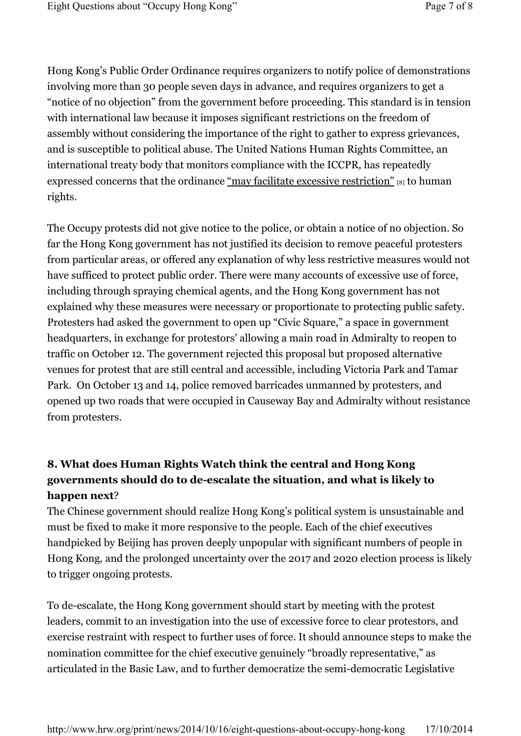Hong Kong's Public Order Ordinance requires organizers to notify police of demonstrations involving more than 30 people seven days in advance, and requires organizers to get a "notice of no objection" from the government before proceeding. This standard is in tension with international law because it imposes significant restrictions on the freedom of assembly without considering the importance of the right to gather to express grievances, and is susceptible to political abuse. The United Nations Human Rights Committee, an international treaty body that monitors compliance with the ICCPR, has repeatedly expressed concerns that the ordinance "may facilitate excessive restriction" [8] to human rights.

The Occupy protests did not give notice to the police, or obtain a notice of no objection. So far the Hong Kong government has not justified its decision to remove peaceful protesters from particular areas, or offered any explanation of why less restrictive measures would not have sufficed to protect public order. There were many accounts of excessive use of force, including through spraying chemical agents, and the Hong Kong government has not explained why these measures were necessary or proportionate to protecting public safety. Protesters had asked the government to open up "Civic Square," a space in government headquarters, in exchange for protestors' allowing a main road in Admiralty to reopen to traffic on October 12. The government rejected this proposal but proposed alternative venues for protest that are still central and accessible, including Victoria Park and Tamar Park. On October 13 and 14, police removed barricades unmanned by protesters, and opened up two roads that were occupied in Causeway Bay and Admiralty without resistance from protesters.

## 8. What does Human Rights Watch think the central and Hong Kong governments should do to de-escalate the situation, and what is likely to happen next?

The Chinese government should realize Hong Kong's political system is unsustainable and must be fixed to make it more responsive to the people. Each of the chief executives handpicked by Beijing has proven deeply unpopular with significant numbers of people in Hong Kong, and the prolonged uncertainty over the 2017 and 2020 election process is likely to trigger ongoing protests.

To de-escalate, the Hong Kong government should start by meeting with the protest leaders, commit to an investigation into the use of excessive force to clear protestors, and exercise restraint with respect to further uses of force. It should announce steps to make the nomination committee for the chief executive genuinely "broadly representative," as articulated in the Basic Law, and to further democratize the semi-democratic Legislative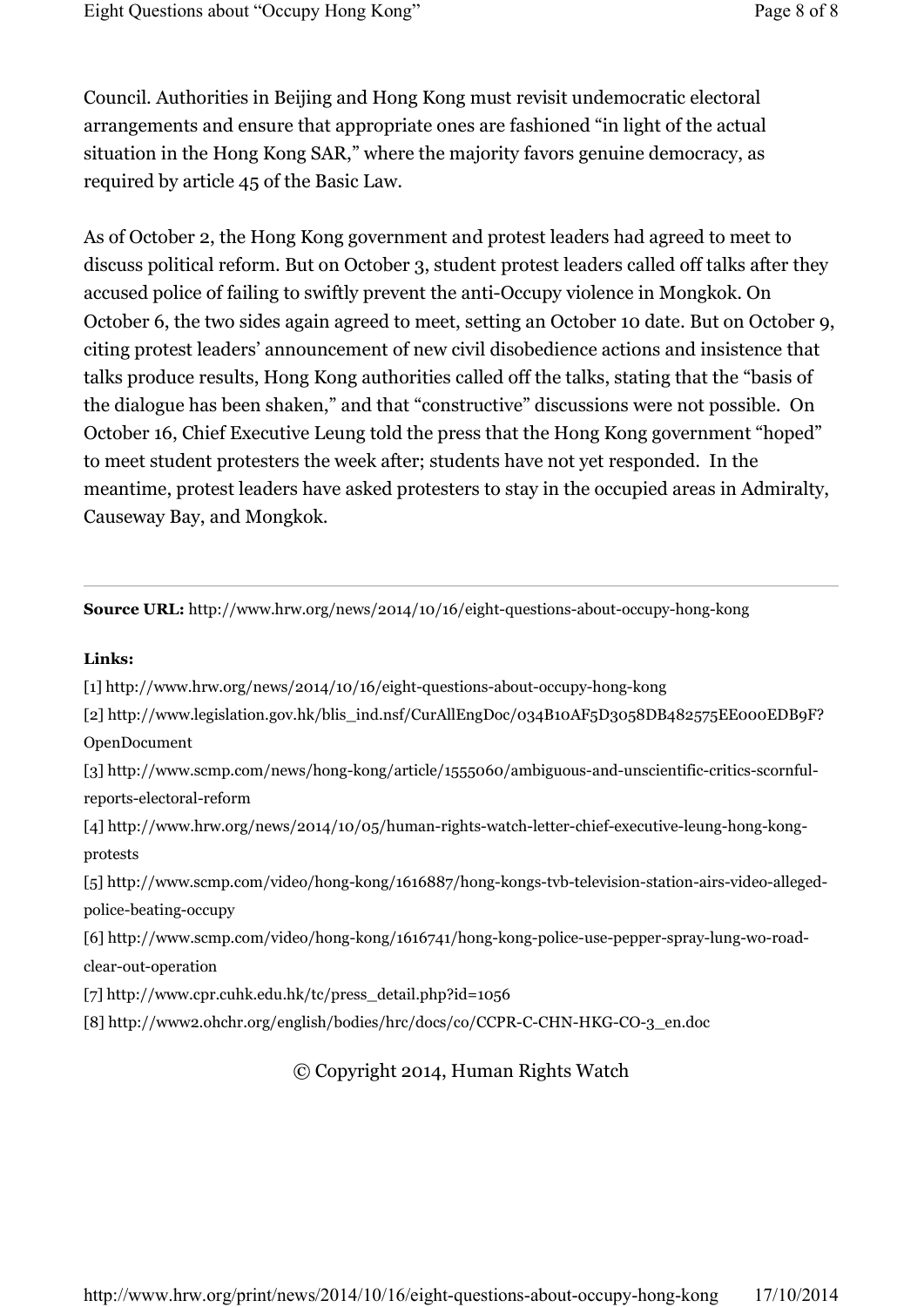Council. Authorities in Beijing and Hong Kong must revisit undemocratic electoral arrangements and ensure that appropriate ones are fashioned “in light of the actual situation in the Hong Kong SAR,” where the majority favors genuine democracy, as required by article 45 of the Basic Law.

As of October 2, the Hong Kong government and protest leaders had agreed to meet to discuss political reform. But on October 3, student protest leaders called off talks after they accused police of failing to swiftly prevent the anti-Occupy violence in Mongkok. On October 6, the two sides again agreed to meet, setting an October 10 date. But on October 9, citing protest leaders’ announcement of new civil disobedience actions and insistence that talks produce results, Hong Kong authorities called off the talks, stating that the “basis of the dialogue has been shaken,” and that “constructive” discussions were not possible. On October 16, Chief Executive Leung told the press that the Hong Kong government “hoped” to meet student protesters the week after; students have not yet responded. In the meantime, protest leaders have asked protesters to stay in the occupied areas in Admiralty, Causeway Bay, and Mongkok.

---

**Source URL:** http://www.hrw.org/news/2014/10/16/eight-questions-about-occupy-hong-kong

**Links:**

[1] http://www.hrw.org/news/2014/10/16/eight-questions-about-occupy-hong-kong

[2] http://www.legislation.gov.hk/blis_ind.nsf/CurAllEngDoc/034B10AF5D3058DB482575EE000EDB9F?OpenDocument

[3] http://www.scmp.com/news/hong-kong/article/1555060/ambiguous-and-unscientific-critics-scornful-reports-electoral-reform

[4] http://www.hrw.org/news/2014/10/05/human-rights-watch-letter-chief-executive-leung-hong-kong-protests

[5] http://www.scmp.com/video/hong-kong/1616887/hong-kongs-tvb-television-station-airs-video-alleged-police-beating-occupy

[6] http://www.scmp.com/video/hong-kong/1616741/hong-kong-police-use-pepper-spray-lung-wo-road-clear-out-operation

[7] http://www.cpr.cuhk.edu.hk/tc/press_detail.php?id=1056

[8] http://www2.ohchr.org/english/bodies/hrc/docs/co/CCPR-C-CHN-HKG-CO-3_en.doc

© Copyright 2014, Human Rights Watch